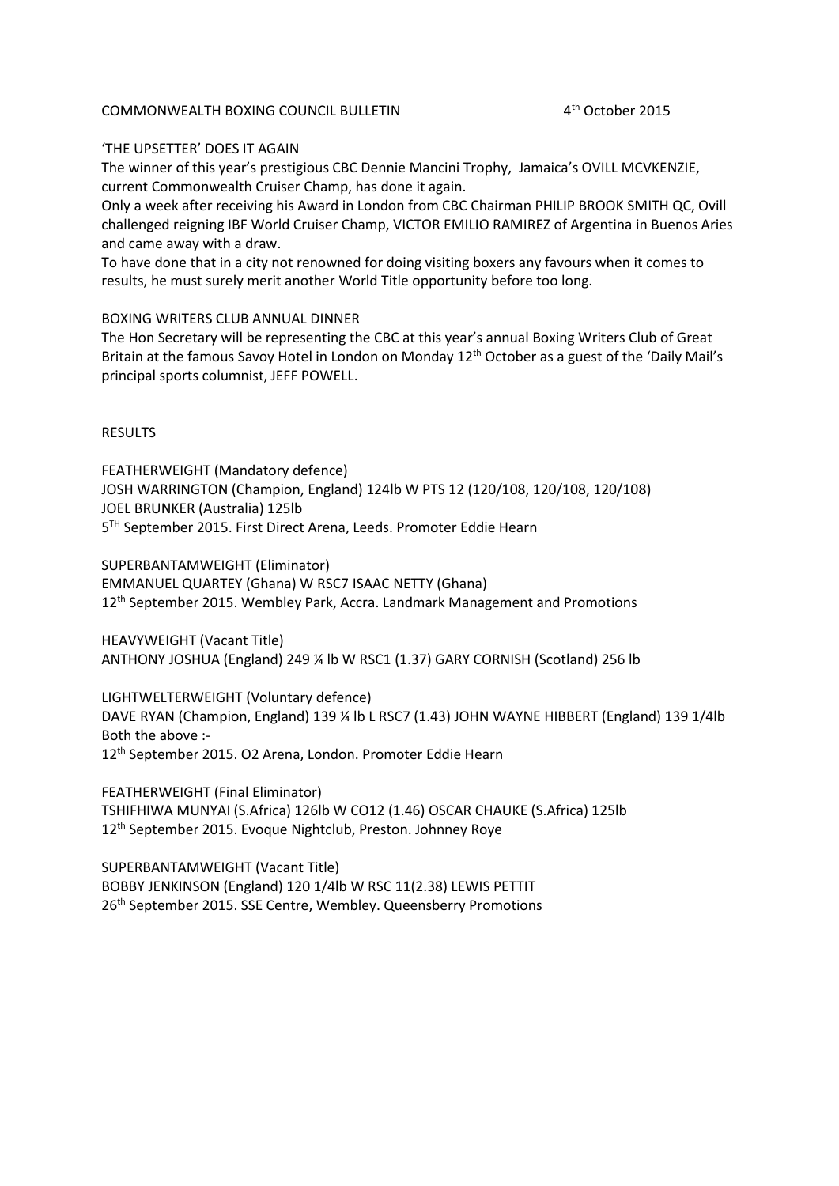COMMONWEALTH BOXING COUNCIL BULLETIN 4th October 2015

'THE UPSETTER' DOES IT AGAIN

The winner of this year's prestigious CBC Dennie Mancini Trophy, Jamaica's OVILL MCVKENZIE, current Commonwealth Cruiser Champ, has done it again.

Only a week after receiving his Award in London from CBC Chairman PHILIP BROOK SMITH QC, Ovill challenged reigning IBF World Cruiser Champ, VICTOR EMILIO RAMIREZ of Argentina in Buenos Aries and came away with a draw.

To have done that in a city not renowned for doing visiting boxers any favours when it comes to results, he must surely merit another World Title opportunity before too long.

BOXING WRITERS CLUB ANNUAL DINNER

The Hon Secretary will be representing the CBC at this year's annual Boxing Writers Club of Great Britain at the famous Savoy Hotel in London on Monday 12th October as a guest of the 'Daily Mail's principal sports columnist, JEFF POWELL.

RESULTS

FEATHERWEIGHT (Mandatory defence)
JOSH WARRINGTON (Champion, England) 124lb W PTS 12 (120/108, 120/108, 120/108)
JOEL BRUNKER (Australia) 125lb
5TH September 2015. First Direct Arena, Leeds. Promoter Eddie Hearn

SUPERBANTAMWEIGHT (Eliminator)
EMMANUEL QUARTEY (Ghana) W RSC7 ISAAC NETTY (Ghana)
12th September 2015. Wembley Park, Accra. Landmark Management and Promotions

HEAVYWEIGHT (Vacant Title)
ANTHONY JOSHUA (England) 249 ¼ lb W RSC1 (1.37) GARY CORNISH (Scotland) 256 lb

LIGHTWELTERWEIGHT (Voluntary defence)
DAVE RYAN (Champion, England) 139 ¼ lb L RSC7 (1.43) JOHN WAYNE HIBBERT (England) 139 1/4lb
Both the above :-
12th September 2015. O2 Arena, London. Promoter Eddie Hearn

FEATHERWEIGHT (Final Eliminator)
TSHIFHIWA MUNYAI (S.Africa) 126lb W CO12 (1.46) OSCAR CHAUKE (S.Africa) 125lb
12th September 2015. Evoque Nightclub, Preston. Johnney Roye

SUPERBANTAMWEIGHT (Vacant Title)
BOBBY JENKINSON (England) 120 1/4lb W RSC 11(2.38) LEWIS PETTIT
26th September 2015. SSE Centre, Wembley. Queensberry Promotions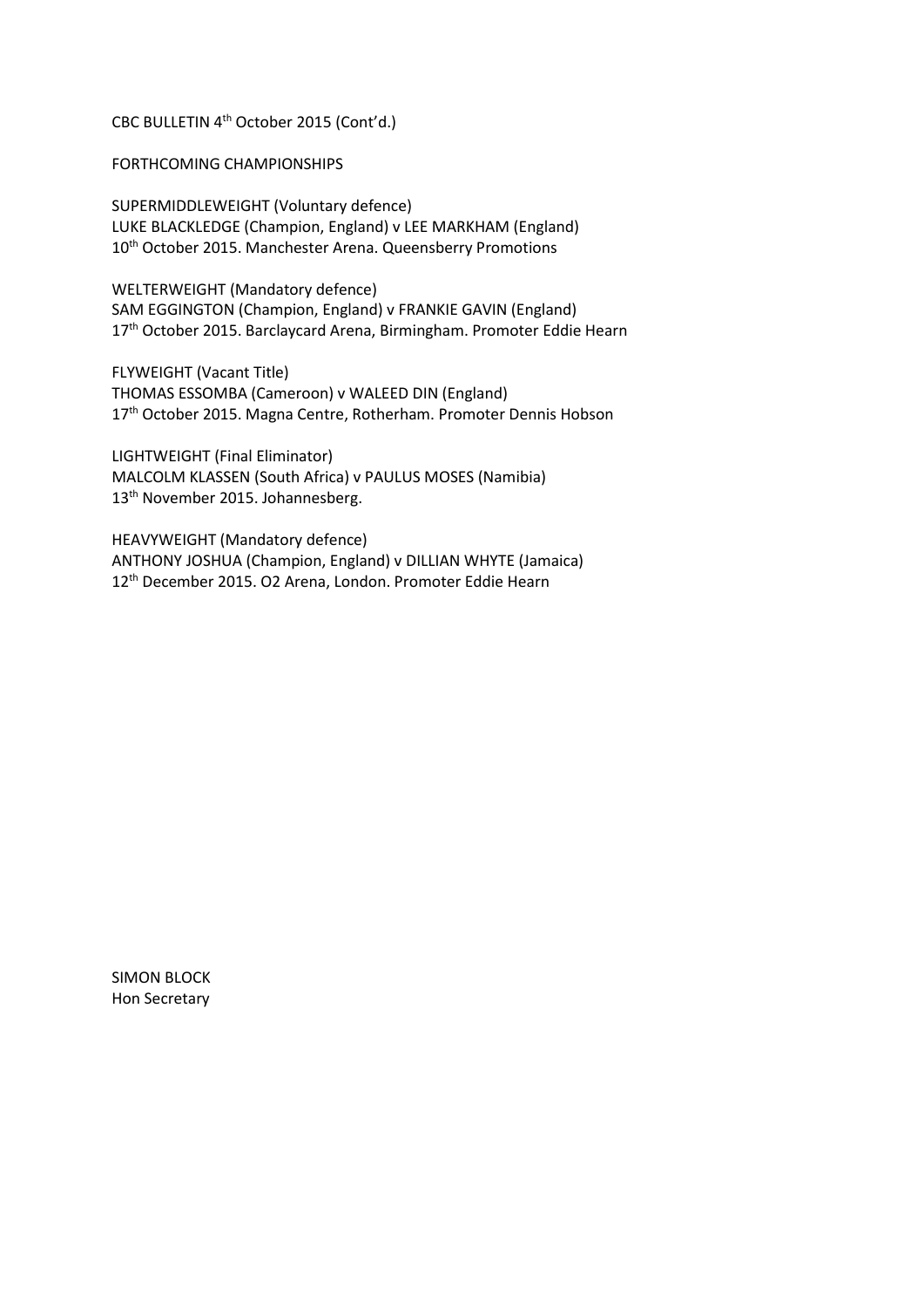CBC BULLETIN 4th October 2015 (Cont'd.)

FORTHCOMING CHAMPIONSHIPS

SUPERMIDDLEWEIGHT (Voluntary defence)
LUKE BLACKLEDGE (Champion, England) v LEE MARKHAM (England)
10th October 2015. Manchester Arena. Queensberry Promotions

WELTERWEIGHT (Mandatory defence)
SAM EGGINGTON (Champion, England) v FRANKIE GAVIN (England)
17th October 2015. Barclaycard Arena, Birmingham. Promoter Eddie Hearn

FLYWEIGHT (Vacant Title)
THOMAS ESSOMBA (Cameroon) v WALEED DIN (England)
17th October 2015. Magna Centre, Rotherham. Promoter Dennis Hobson

LIGHTWEIGHT (Final Eliminator)
MALCOLM KLASSEN (South Africa) v PAULUS MOSES (Namibia)
13th November 2015. Johannesberg.

HEAVYWEIGHT (Mandatory defence)
ANTHONY JOSHUA (Champion, England) v DILLIAN WHYTE (Jamaica)
12th December 2015. O2 Arena, London. Promoter Eddie Hearn

SIMON BLOCK
Hon Secretary